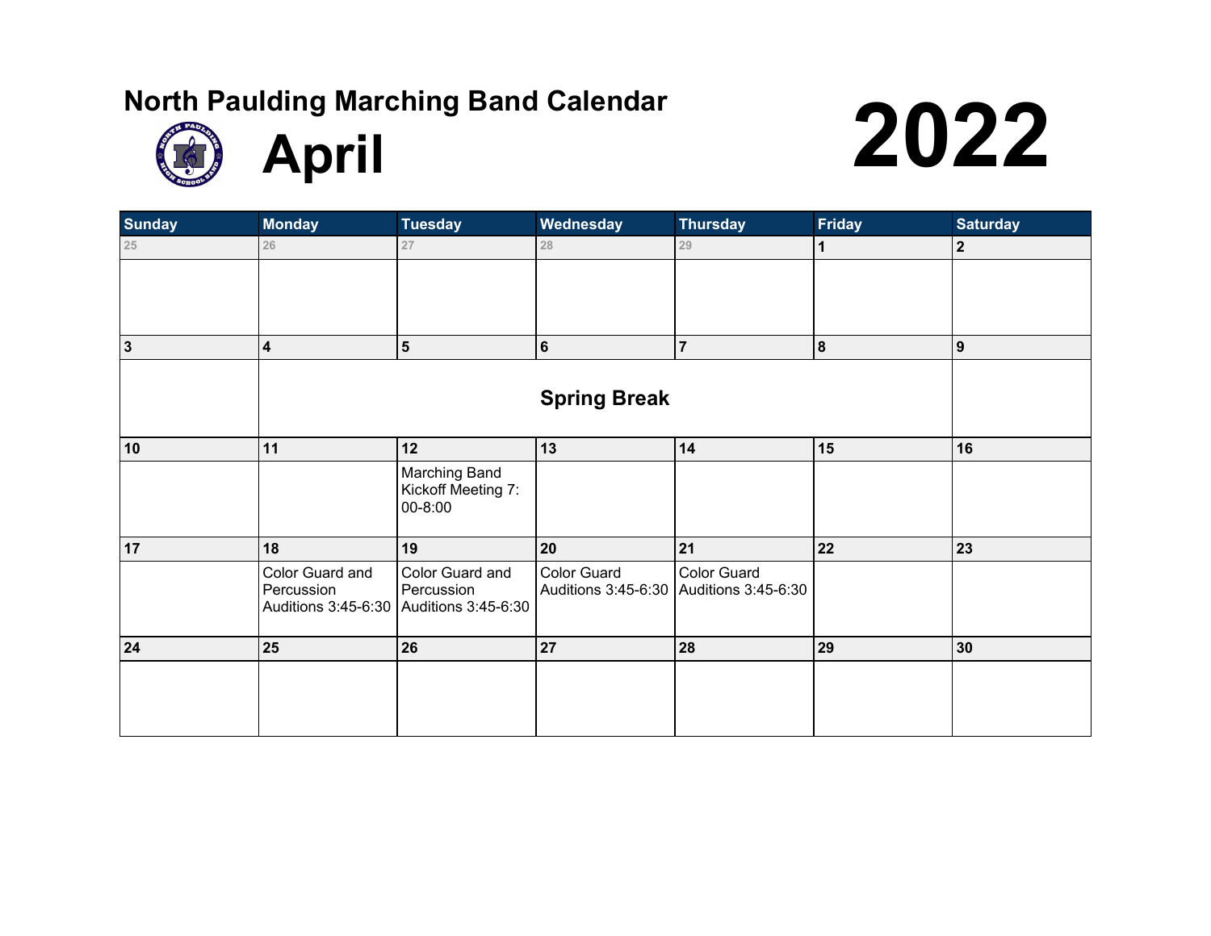# North Paulding Marching Band Calendar

# April 2022

| Sunday | Monday | Tuesday | Wednesday | Thursday | Friday | Saturday |
|---|---|---|---|---|---|---|
| 25 | 26 | 27 | 28 | 29 | 1 | 2 |
| | | | | | | |
| 3 | 4 | 5 | 6 | 7 | 8 | 9 |
| | **Spring Break** | | | | | |
| 10 | 11 | 12 | 13 | 14 | 15 | 16 |
| | | Marching Band Kickoff Meeting 7:00-8:00 | | | | |
| 17 | 18 | 19 | 20 | 21 | 22 | 23 |
| | Color Guard and Percussion Auditions 3:45-6:30 | Color Guard and Percussion Auditions 3:45-6:30 | Color Guard Auditions 3:45-6:30 | Color Guard Auditions 3:45-6:30 | | |
| 24 | 25 | 26 | 27 | 28 | 29 | 30 |
| | | | | | | |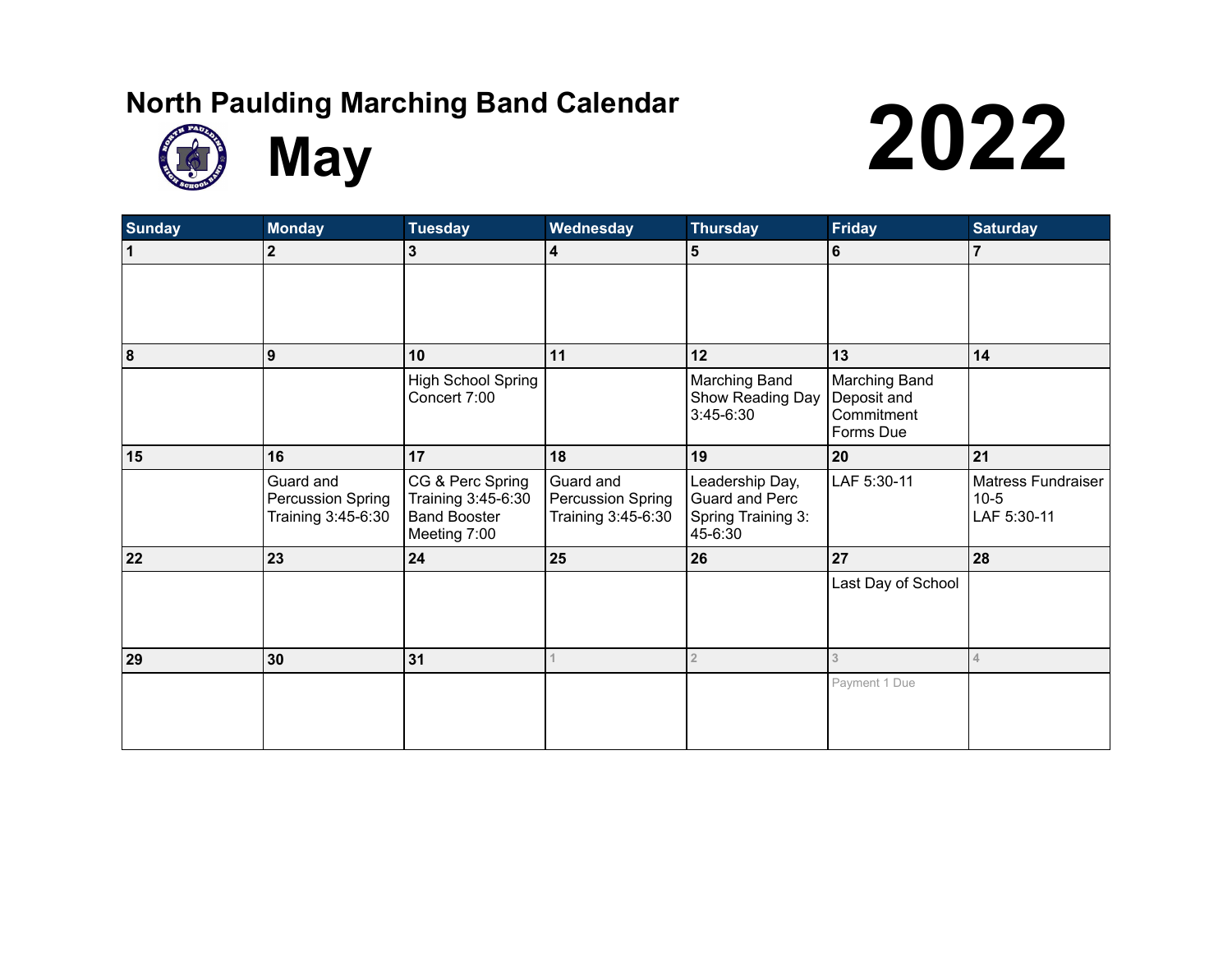# North Paulding Marching Band Calendar

# May 2022

| Sunday | Monday | Tuesday | Wednesday | Thursday | Friday | Saturday |
|---|---|---|---|---|---|---|
| 1 | 2 | 3 | 4 | 5 | 6 | 7 |
| | | | | | | |
| 8 | 9 | 10 | 11 | 12 | 13 | 14 |
| | | High School Spring Concert 7:00 | | Marching Band Show Reading Day 3:45-6:30 | Marching Band Deposit and Commitment Forms Due | |
| 15 | 16 | 17 | 18 | 19 | 20 | 21 |
| | Guard and Percussion Spring Training 3:45-6:30 | CG & Perc Spring Training 3:45-6:30 Band Booster Meeting 7:00 | Guard and Percussion Spring Training 3:45-6:30 | Leadership Day, Guard and Perc Spring Training 3:45-6:30 | LAF 5:30-11 | Matress Fundraiser 10-5 LAF 5:30-11 |
| 22 | 23 | 24 | 25 | 26 | 27 | 28 |
| | | | | | Last Day of School | |
| 29 | 30 | 31 | 1 | 2 | 3 | 4 |
| | | | | | Payment 1 Due | |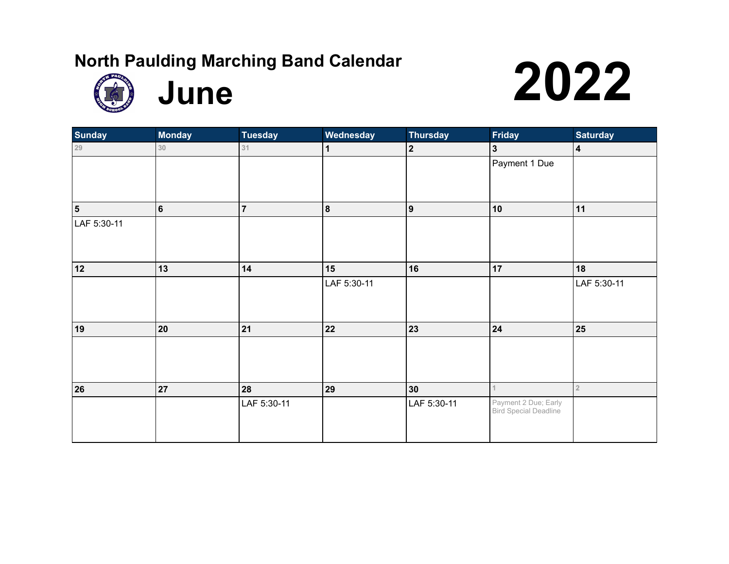# North Paulding Marching Band Calendar

## June 2022

| Sunday | Monday | Tuesday | Wednesday | Thursday | Friday | Saturday |
| --- | --- | --- | --- | --- | --- | --- |
| 29 | 30 | 31 | 1 | 2 | 3 Payment 1 Due | 4 |
| 5 LAF 5:30-11 | 6 | 7 | 8 | 9 | 10 | 11 |
| 12 | 13 | 14 | 15 LAF 5:30-11 | 16 | 17 | 18 LAF 5:30-11 |
| 19 | 20 | 21 | 22 | 23 | 24 | 25 |
| 26 | 27 | 28 LAF 5:30-11 | 29 | 30 LAF 5:30-11 | 1 Payment 2 Due; Early Bird Special Deadline | 2 |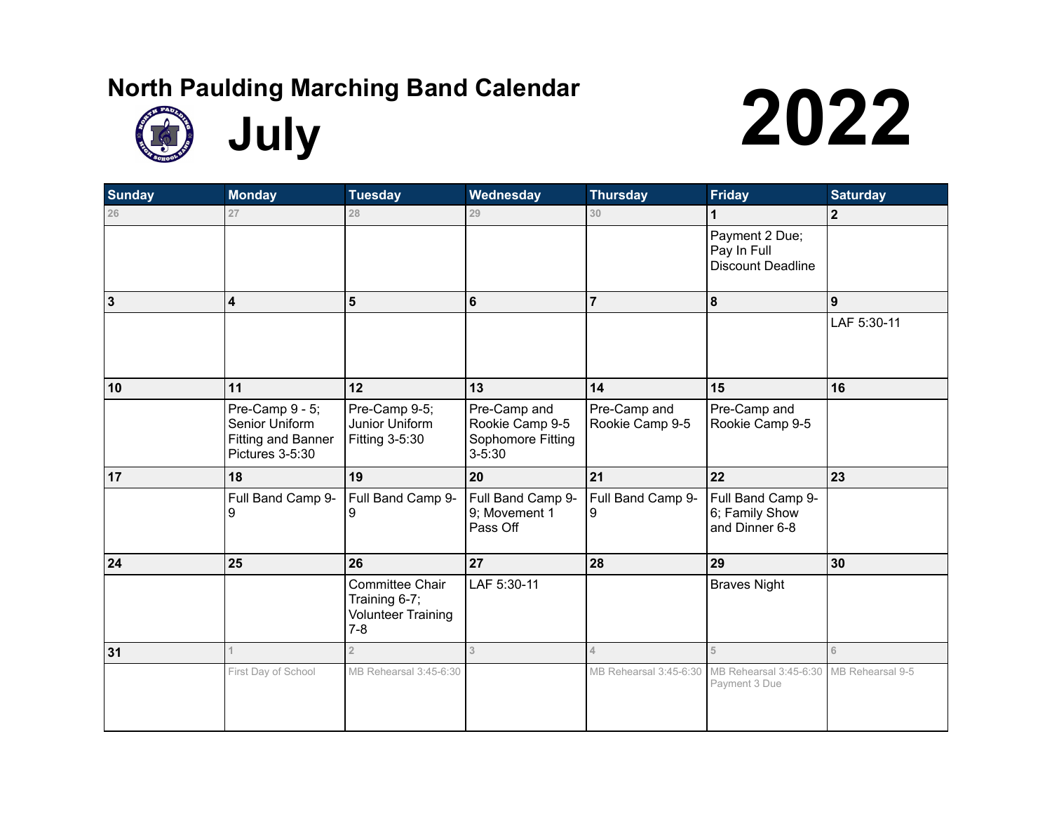# North Paulding Marching Band Calendar

## July

# 2022

| Sunday | Monday | Tuesday | Wednesday | Thursday | Friday | Saturday |
|---|---|---|---|---|---|---|
| 26 | 27 | 28 | 29 | 30 | 1 | 2 |
| | | | | | Payment 2 Due; Pay In Full Discount Deadline | |
| 3 | 4 | 5 | 6 | 7 | 8 | 9 |
| | | | | | | LAF 5:30-11 |
| 10 | 11 | 12 | 13 | 14 | 15 | 16 |
| | Pre-Camp 9 - 5; Senior Uniform Fitting and Banner Pictures 3-5:30 | Pre-Camp 9-5; Junior Uniform Fitting 3-5:30 | Pre-Camp and Rookie Camp 9-5 Sophomore Fitting 3-5:30 | Pre-Camp and Rookie Camp 9-5 | Pre-Camp and Rookie Camp 9-5 | |
| 17 | 18 | 19 | 20 | 21 | 22 | 23 |
| | Full Band Camp 9-9 | Full Band Camp 9-9 | Full Band Camp 9-9; Movement 1 Pass Off | Full Band Camp 9-9 | Full Band Camp 9-6; Family Show and Dinner 6-8 | |
| 24 | 25 | 26 | 27 | 28 | 29 | 30 |
| | | Committee Chair Training 6-7; Volunteer Training 7-8 | LAF 5:30-11 | | Braves Night | |
| 31 | 1 | 2 | 3 | 4 | 5 | 6 |
| | First Day of School | MB Rehearsal 3:45-6:30 | | MB Rehearsal 3:45-6:30 | MB Rehearsal 3:45-6:30 Payment 3 Due | MB Rehearsal 9-5 |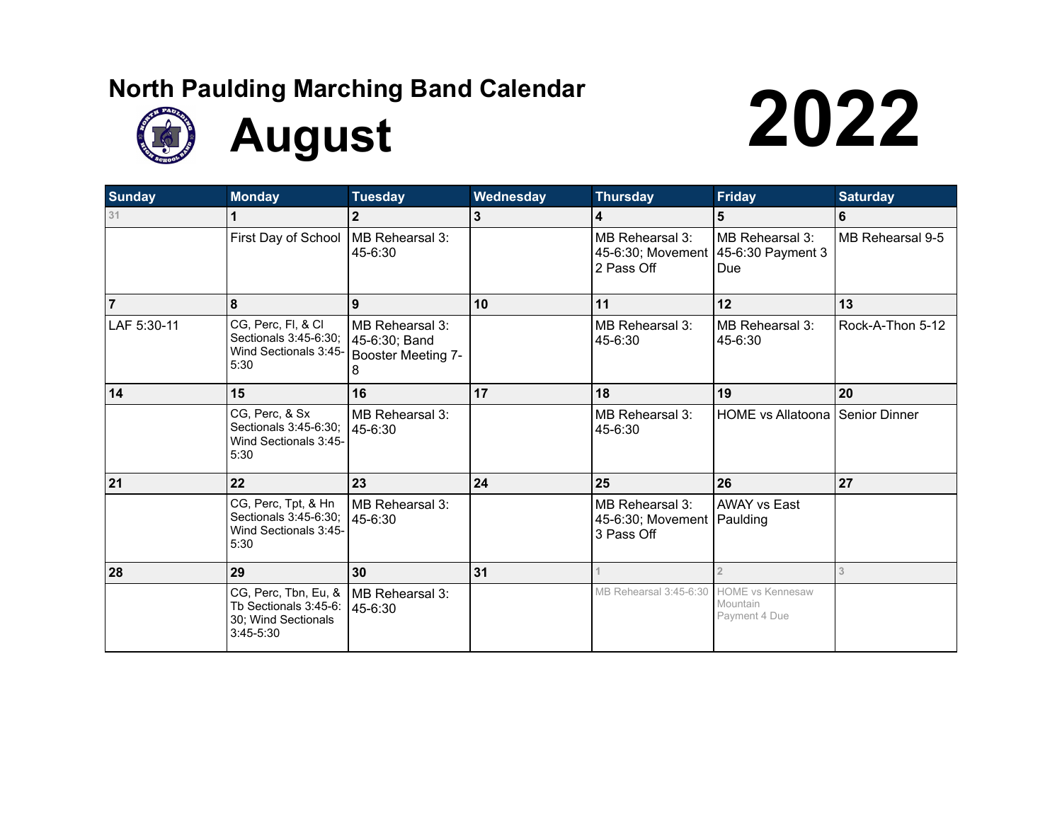# North Paulding Marching Band Calendar

## August 2022

| Sunday | Monday | Tuesday | Wednesday | Thursday | Friday | Saturday |
|---|---|---|---|---|---|---|
| 31 | 1 | 2 | 3 | 4 | 5 | 6 |
| | First Day of School | MB Rehearsal 3:45-6:30 | | MB Rehearsal 3:45-6:30; Movement 2 Pass Off | MB Rehearsal 3:45-6:30 Payment 3 Due | MB Rehearsal 9-5 |
| 7 | 8 | 9 | 10 | 11 | 12 | 13 |
| LAF 5:30-11 | CG, Perc, Fl, & Cl Sectionals 3:45-6:30; Wind Sectionals 3:45-5:30 | MB Rehearsal 3:45-6:30; Band Booster Meeting 7-8 | | MB Rehearsal 3:45-6:30 | MB Rehearsal 3:45-6:30 | Rock-A-Thon 5-12 |
| 14 | 15 | 16 | 17 | 18 | 19 | 20 |
| | CG, Perc, & Sx Sectionals 3:45-6:30; Wind Sectionals 3:45-5:30 | MB Rehearsal 3:45-6:30 | | MB Rehearsal 3:45-6:30 | HOME vs Allatoona | Senior Dinner |
| 21 | 22 | 23 | 24 | 25 | 26 | 27 |
| | CG, Perc, Tpt, & Hn Sectionals 3:45-6:30; Wind Sectionals 3:45-5:30 | MB Rehearsal 3:45-6:30 | | MB Rehearsal 3:45-6:30; Movement 3 Pass Off | AWAY vs East Paulding | |
| 28 | 29 | 30 | 31 | 1 | 2 | 3 |
| | CG, Perc, Tbn, Eu, & Tb Sectionals 3:45-6:30; Wind Sectionals 3:45-5:30 | MB Rehearsal 3:45-6:30 | | MB Rehearsal 3:45-6:30 | HOME vs Kennesaw Mountain Payment 4 Due | |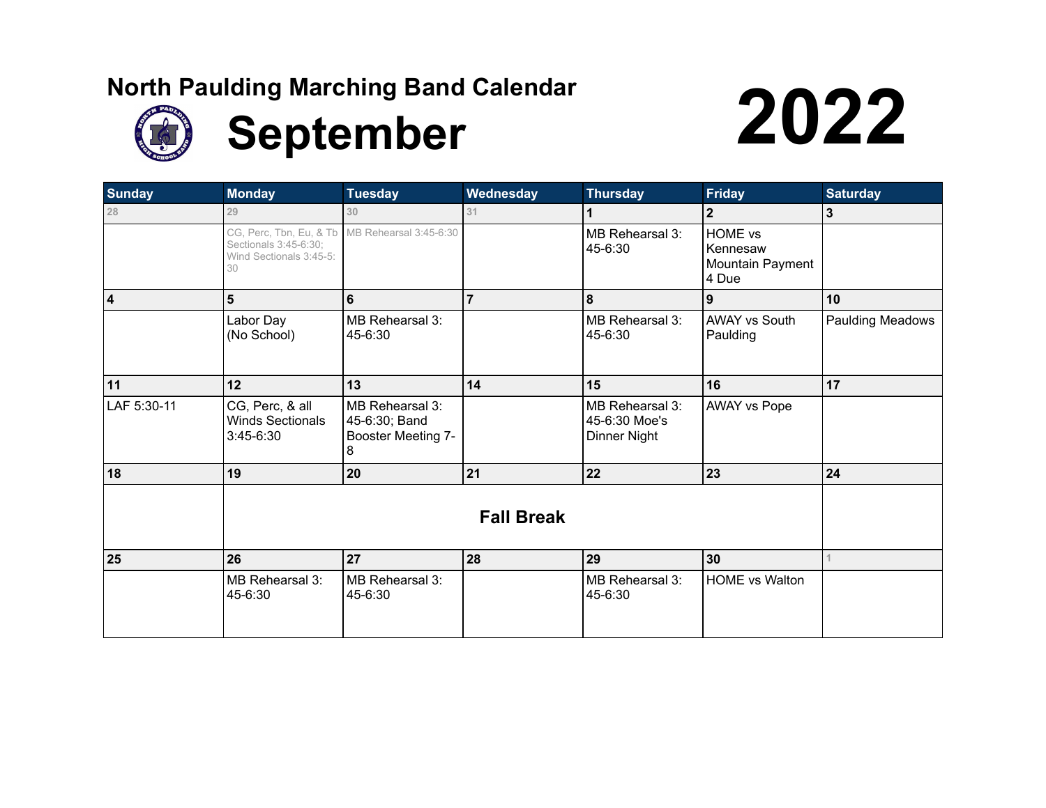# North Paulding Marching Band Calendar

## September

# 2022

| Sunday | Monday | Tuesday | Wednesday | Thursday | Friday | Saturday |
|---|---|---|---|---|---|---|
| 28 | 29 | 30 | 31 | 1 | 2 | 3 |
| | CG, Perc, Tbn, Eu, & Tb Sectionals 3:45-6:30; Wind Sectionals 3:45-5:30 | MB Rehearsal 3:45-6:30 | | MB Rehearsal 3:45-6:30 | HOME vs Kennesaw Mountain Payment 4 Due | |
| 4 | 5 | 6 | 7 | 8 | 9 | 10 |
| | Labor Day (No School) | MB Rehearsal 3:45-6:30 | | MB Rehearsal 3:45-6:30 | AWAY vs South Paulding | Paulding Meadows |
| 11 | 12 | 13 | 14 | 15 | 16 | 17 |
| LAF 5:30-11 | CG, Perc, & all Winds Sectionals 3:45-6:30 | MB Rehearsal 3:45-6:30; Band Booster Meeting 7-8 | | MB Rehearsal 3:45-6:30 Moe's Dinner Night | AWAY vs Pope | |
| 18 | 19 | 20 | 21 | 22 | 23 | 24 |
| | **Fall Break** | | | | | |
| 25 | 26 | 27 | 28 | 29 | 30 | 1 |
| | MB Rehearsal 3:45-6:30 | MB Rehearsal 3:45-6:30 | | MB Rehearsal 3:45-6:30 | HOME vs Walton | |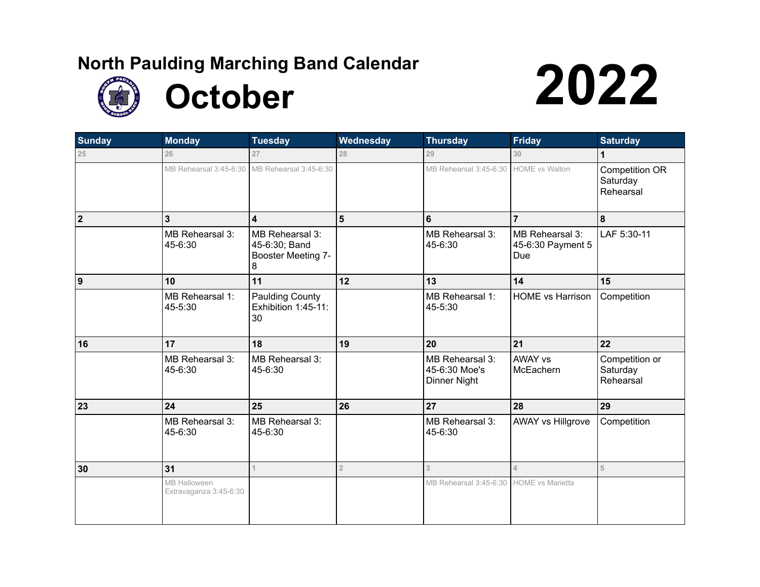# North Paulding Marching Band Calendar

# October 2022

| Sunday | Monday | Tuesday | Wednesday | Thursday | Friday | Saturday |
|---|---|---|---|---|---|---|
| 25 | 26 | 27 | 28 | 29 | 30 | 1 |
| | MB Rehearsal 3:45-6:30 | MB Rehearsal 3:45-6:30 | | MB Rehearsal 3:45-6:30 | HOME vs Walton | Competition OR Saturday Rehearsal |
| 2 | 3 | 4 | 5 | 6 | 7 | 8 |
| | MB Rehearsal 3:45-6:30 | MB Rehearsal 3:45-6:30; Band Booster Meeting 7-8 | | MB Rehearsal 3:45-6:30 | MB Rehearsal 3:45-6:30 Payment 5 Due | LAF 5:30-11 |
| 9 | 10 | 11 | 12 | 13 | 14 | 15 |
| | MB Rehearsal 1:45-5:30 | Paulding County Exhibition 1:45-11:30 | | MB Rehearsal 1:45-5:30 | HOME vs Harrison | Competition |
| 16 | 17 | 18 | 19 | 20 | 21 | 22 |
| | MB Rehearsal 3:45-6:30 | MB Rehearsal 3:45-6:30 | | MB Rehearsal 3:45-6:30 Moe's Dinner Night | AWAY vs McEachern | Competition or Saturday Rehearsal |
| 23 | 24 | 25 | 26 | 27 | 28 | 29 |
| | MB Rehearsal 3:45-6:30 | MB Rehearsal 3:45-6:30 | | MB Rehearsal 3:45-6:30 | AWAY vs Hillgrove | Competition |
| 30 | 31 | 1 | 2 | 3 | 4 | 5 |
| | MB Halloween Extravaganza 3:45-6:30 | | | MB Rehearsal 3:45-6:30 | HOME vs Marietta | |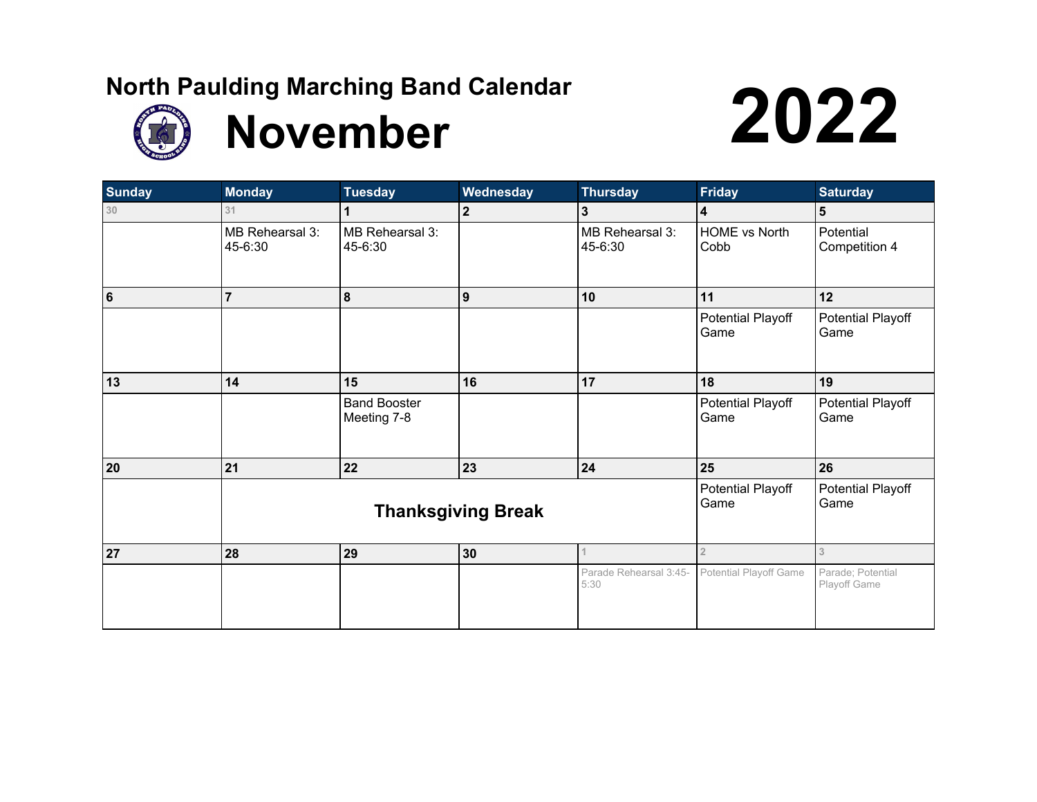# North Paulding Marching Band Calendar

# November 2022

| Sunday | Monday | Tuesday | Wednesday | Thursday | Friday | Saturday |
|---|---|---|---|---|---|---|
| 30 | 31 | 1 | 2 | 3 | 4 | 5 |
| | MB Rehearsal 3:45-6:30 | MB Rehearsal 3:45-6:30 | | MB Rehearsal 3:45-6:30 | HOME vs North Cobb | Potential Competition 4 |
| 6 | 7 | 8 | 9 | 10 | 11 | 12 |
| | | | | | Potential Playoff Game | Potential Playoff Game |
| 13 | 14 | 15 | 16 | 17 | 18 | 19 |
| | | Band Booster Meeting 7-8 | | | Potential Playoff Game | Potential Playoff Game |
| 20 | 21 | 22 | 23 | 24 | 25 | 26 |
| | **Thanksgiving Break** | | | | Potential Playoff Game | Potential Playoff Game |
| 27 | 28 | 29 | 30 | 1 | 2 | 3 |
| | | | | Parade Rehearsal 3:45-5:30 | Potential Playoff Game | Parade; Potential Playoff Game |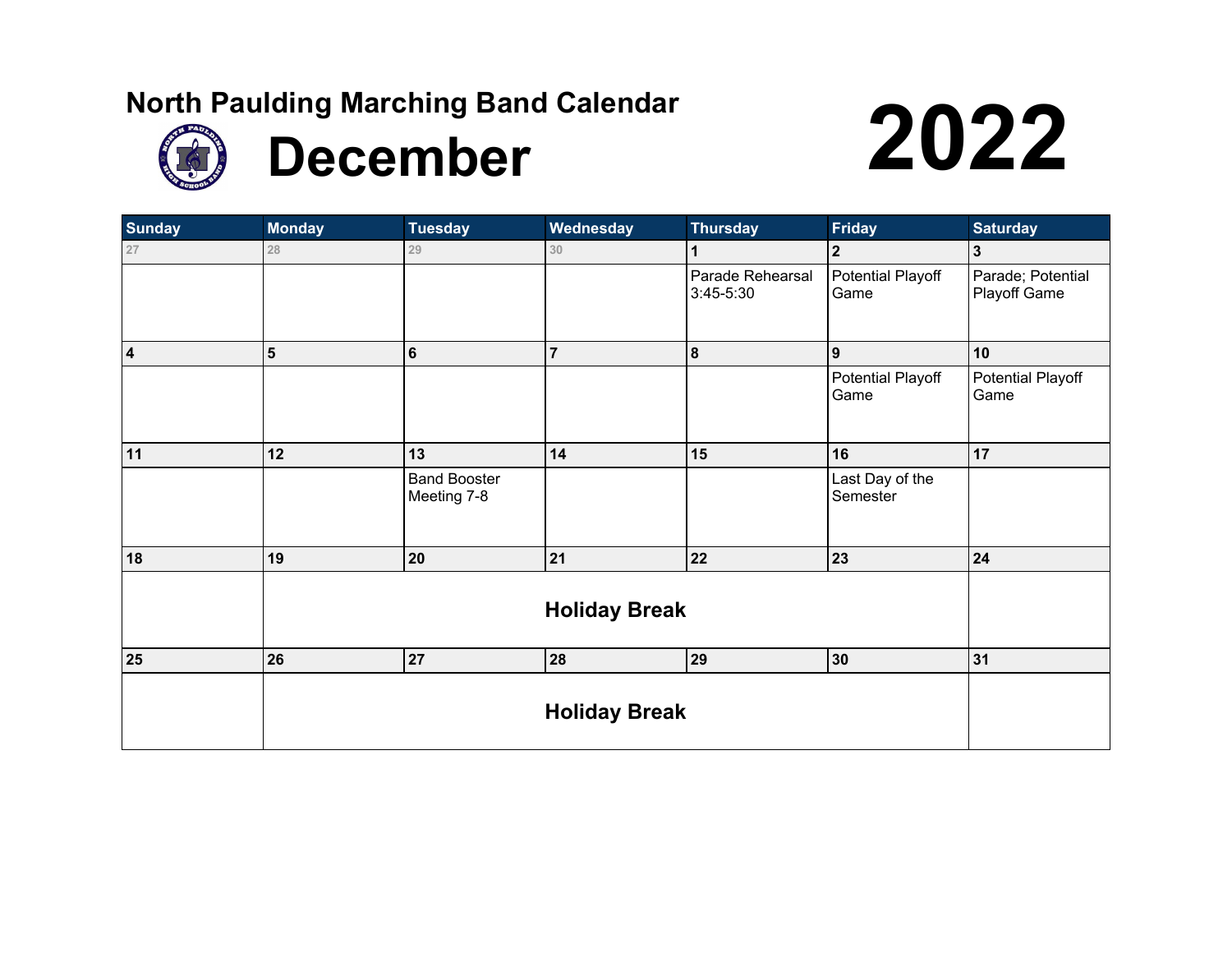## North Paulding Marching Band Calendar

# December 2022

| Sunday | Monday | Tuesday | Wednesday | Thursday | Friday | Saturday |
|---|---|---|---|---|---|---|
| 27 | 28 | 29 | 30 | 1 | 2 | 3 |
| | | | | Parade Rehearsal 3:45-5:30 | Potential Playoff Game | Parade; Potential Playoff Game |
| 4 | 5 | 6 | 7 | 8 | 9 | 10 |
| | | | | | Potential Playoff Game | Potential Playoff Game |
| 11 | 12 | 13 | 14 | 15 | 16 | 17 |
| | | Band Booster Meeting 7-8 | | | Last Day of the Semester | |
| 18 | 19 | 20 | 21 | 22 | 23 | 24 |
| | **Holiday Break** | | | | | |
| 25 | 26 | 27 | 28 | 29 | 30 | 31 |
| | **Holiday Break** | | | | | |